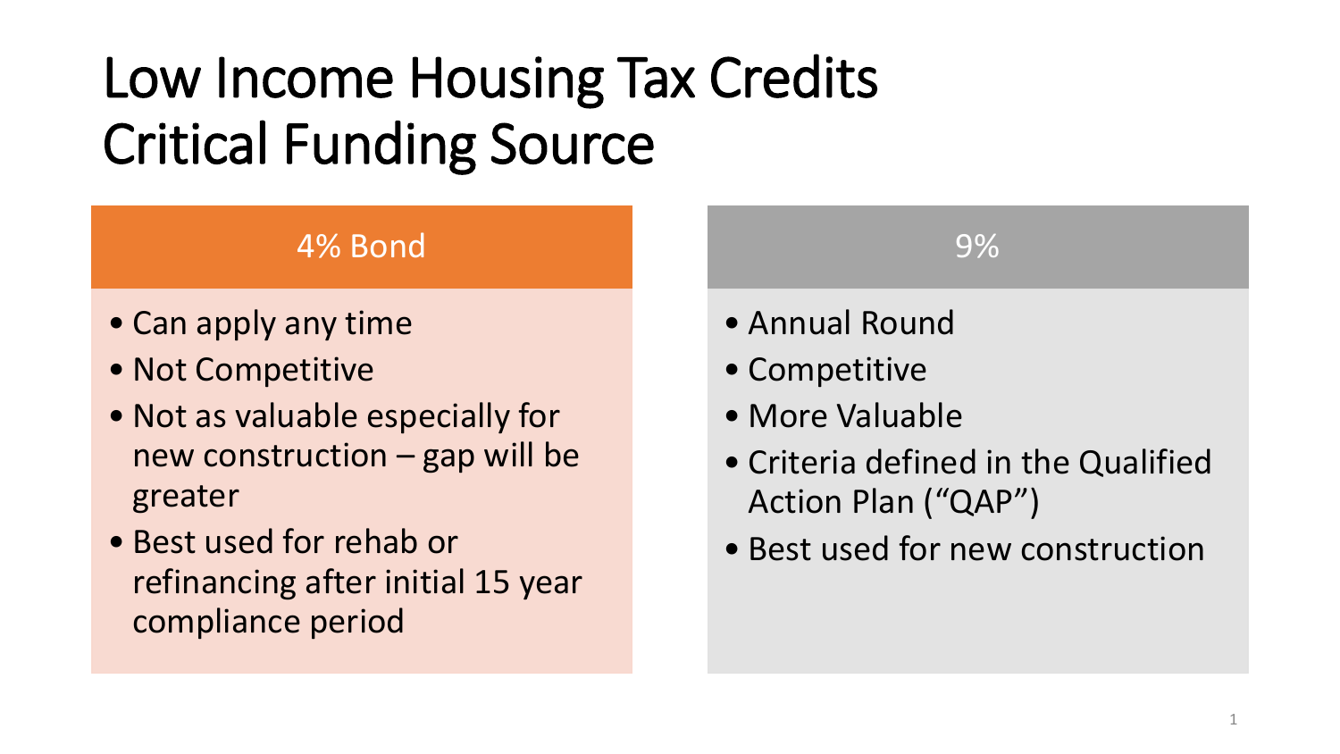# Low Income Housing Tax Credits Critical Funding Source

## 4% Bond

- Can apply any time
- Not Competitive
- Not as valuable especially for new construction – gap will be greater
- Best used for rehab or refinancing after initial 15 year compliance period

## 9%

- Annual Round
- Competitive
- More Valuable
- Criteria defined in the Qualified Action Plan (“QAP”)
- Best used for new construction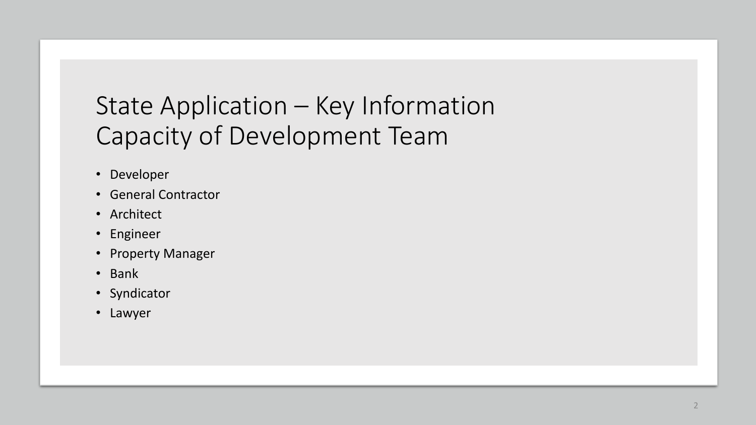# State Application – Key Information
# Capacity of Development Team

- Developer
- General Contractor
- Architect
- Engineer
- Property Manager
- Bank
- Syndicator
- Lawyer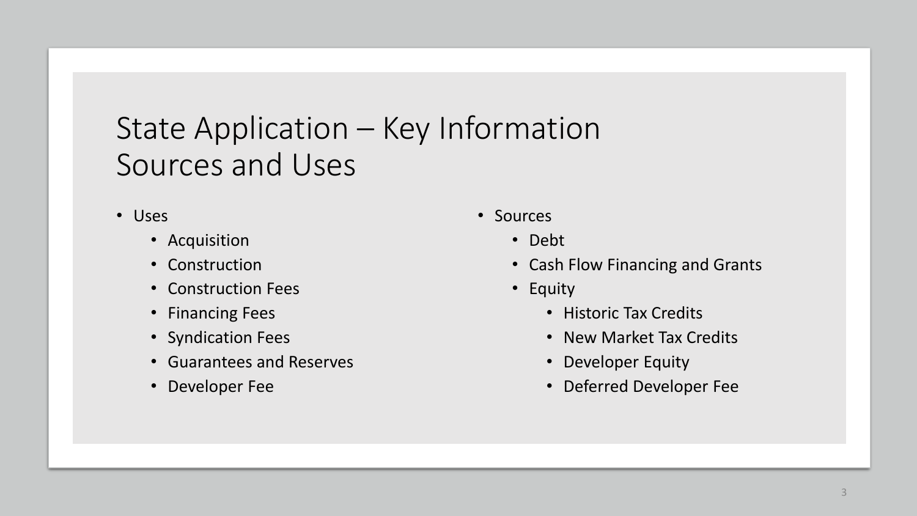# State Application – Key Information
## Sources and Uses

- Uses
  - Acquisition
  - Construction
  - Construction Fees
  - Financing Fees
  - Syndication Fees
  - Guarantees and Reserves
  - Developer Fee

- Sources
  - Debt
  - Cash Flow Financing and Grants
  - Equity
    - Historic Tax Credits
    - New Market Tax Credits
    - Developer Equity
    - Deferred Developer Fee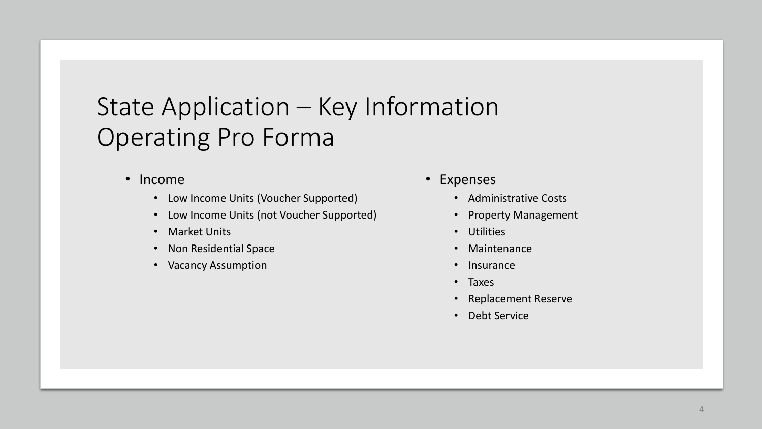# State Application – Key Information
# Operating Pro Forma

- Income
  - Low Income Units (Voucher Supported)
  - Low Income Units (not Voucher Supported)
  - Market Units
  - Non Residential Space
  - Vacancy Assumption
- Expenses
  - Administrative Costs
  - Property Management
  - Utilities
  - Maintenance
  - Insurance
  - Taxes
  - Replacement Reserve
  - Debt Service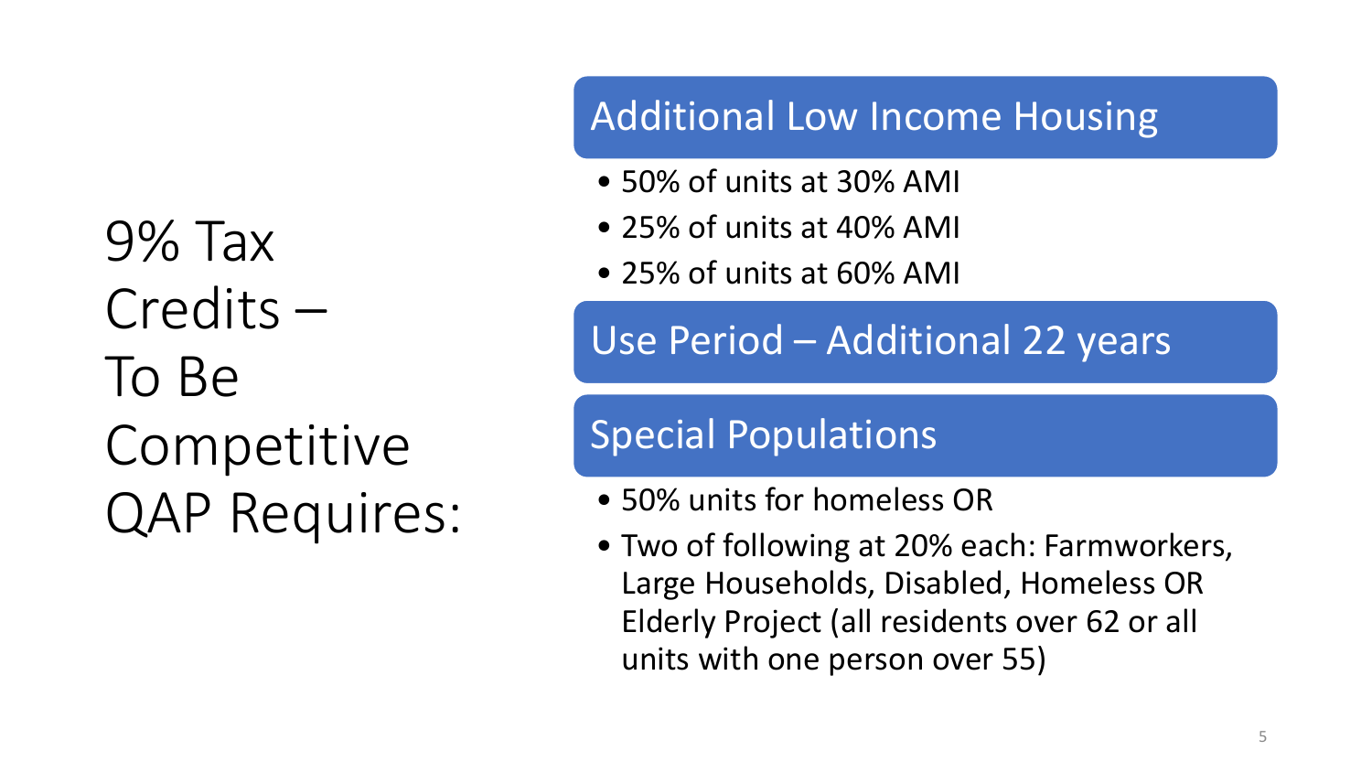# 9% Tax Credits – To Be Competitive QAP Requires:

## Additional Low Income Housing

- 50% of units at 30% AMI
- 25% of units at 40% AMI
- 25% of units at 60% AMI

## Use Period – Additional 22 years

## Special Populations

- 50% units for homeless OR
- Two of following at 20% each: Farmworkers, Large Households, Disabled, Homeless OR Elderly Project (all residents over 62 or all units with one person over 55)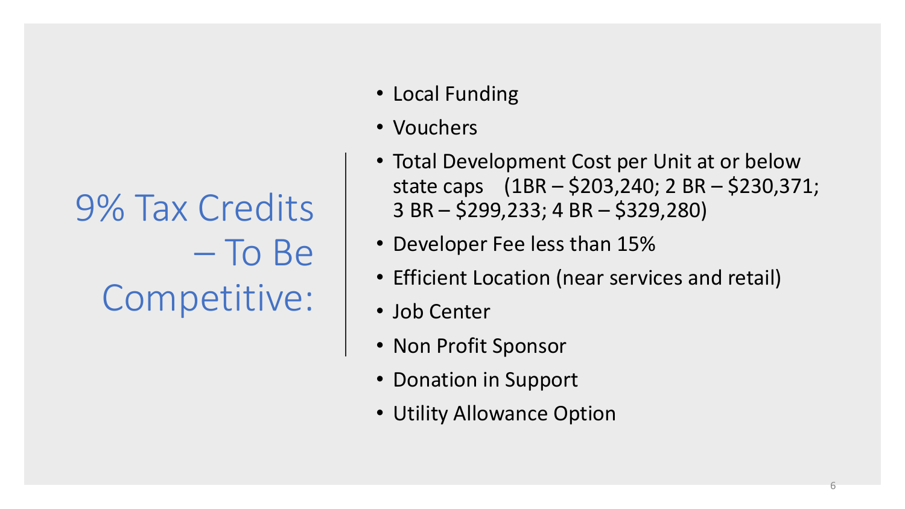# 9% Tax Credits – To Be Competitive:

- Local Funding
- Vouchers
- Total Development Cost per Unit at or below state caps (1BR – $203,240; 2 BR – $230,371; 3 BR – $299,233; 4 BR – $329,280)
- Developer Fee less than 15%
- Efficient Location (near services and retail)
- Job Center
- Non Profit Sponsor
- Donation in Support
- Utility Allowance Option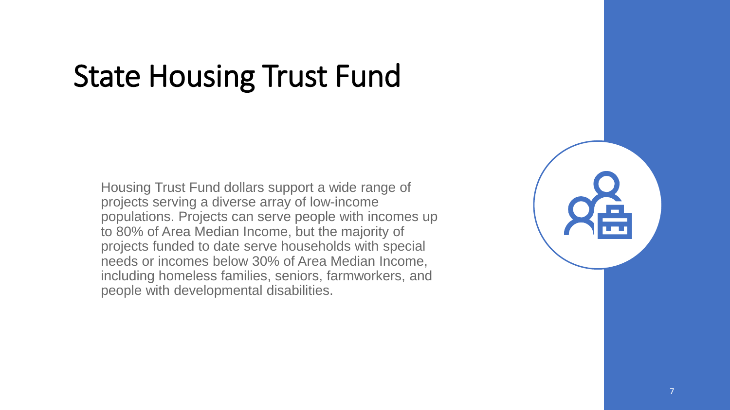# State Housing Trust Fund

Housing Trust Fund dollars support a wide range of projects serving a diverse array of low-income populations. Projects can serve people with incomes up to 80% of Area Median Income, but the majority of projects funded to date serve households with special needs or incomes below 30% of Area Median Income, including homeless families, seniors, farmworkers, and people with developmental disabilities.